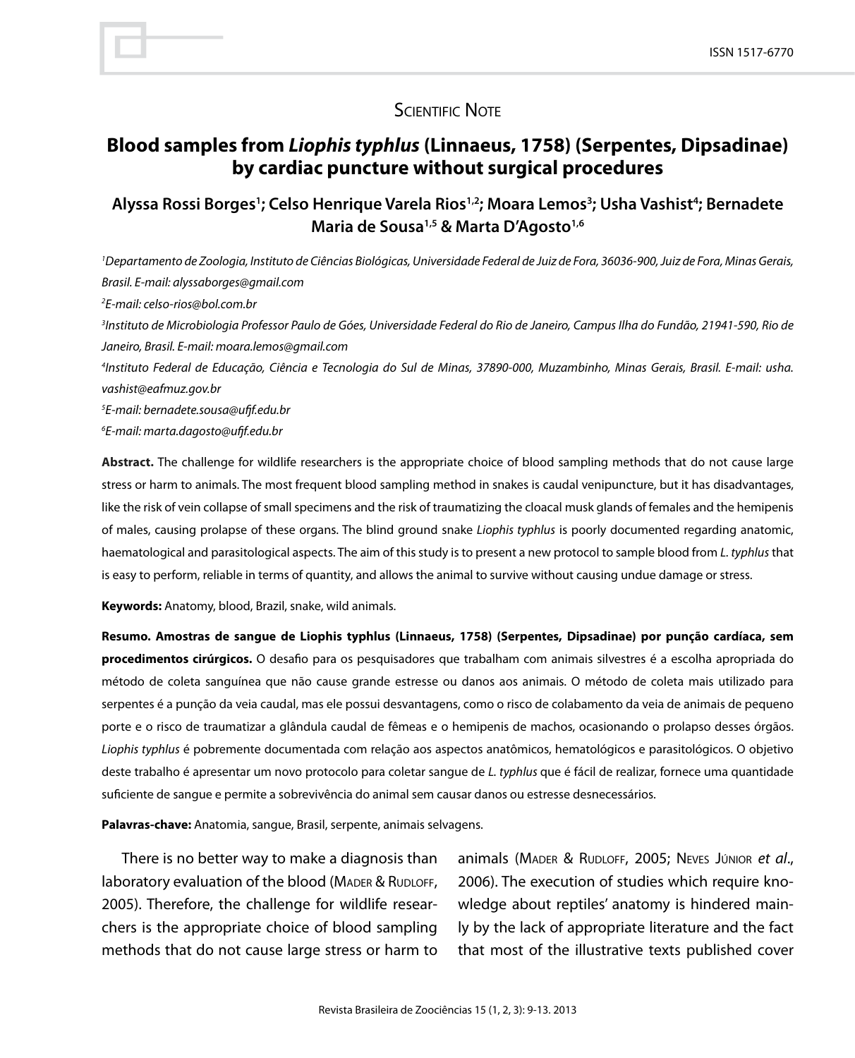Scientific Note

# Blood samples from *Liophis typhlus* (Linnaeus, 1758) (Serpentes, Dipsadinae) by cardiac puncture without surgical procedures

**Alyssa Rossi Borges[1]; Celso Henrique Varela Rios[1,2]; Moara Lemos[3]; Usha Vashist[4]; Bernadete Maria de Sousa[1,5] & Marta D'Agosto[1,6]**

*[1]Departamento de Zoologia, Instituto de Ciências Biológicas, Universidade Federal de Juiz de Fora, 36036-900, Juiz de Fora, Minas Gerais, Brasil. E-mail: alyssaborges@gmail.com*

*[2]E-mail: celso-rios@bol.com.br*

*[3]Instituto de Microbiologia Professor Paulo de Góes, Universidade Federal do Rio de Janeiro, Campus Ilha do Fundão, 21941-590, Rio de Janeiro, Brasil. E-mail: moara.lemos@gmail.com*

*[4]Instituto Federal de Educação, Ciência e Tecnologia do Sul de Minas, 37890-000, Muzambinho, Minas Gerais, Brasil. E-mail: usha.vashist@eafmuz.gov.br*

*[5]E-mail: bernadete.sousa@ufjf.edu.br*

*[6]E-mail: marta.dagosto@ufjf.edu.br*

**Abstract.** The challenge for wildlife researchers is the appropriate choice of blood sampling methods that do not cause large stress or harm to animals. The most frequent blood sampling method in snakes is caudal venipuncture, but it has disadvantages, like the risk of vein collapse of small specimens and the risk of traumatizing the cloacal musk glands of females and the hemipenis of males, causing prolapse of these organs. The blind ground snake *Liophis typhlus* is poorly documented regarding anatomic, haematological and parasitological aspects. The aim of this study is to present a new protocol to sample blood from *L. typhlus* that is easy to perform, reliable in terms of quantity, and allows the animal to survive without causing undue damage or stress.

**Keywords:** Anatomy, blood, Brazil, snake, wild animals.

**Resumo. Amostras de sangue de Liophis typhlus (Linnaeus, 1758) (Serpentes, Dipsadinae) por punção cardíaca, sem procedimentos cirúrgicos.** O desafio para os pesquisadores que trabalham com animais silvestres é a escolha apropriada do método de coleta sanguínea que não cause grande estresse ou danos aos animais. O método de coleta mais utilizado para serpentes é a punção da veia caudal, mas ele possui desvantagens, como o risco de colabamento da veia de animais de pequeno porte e o risco de traumatizar a glândula caudal de fêmeas e o hemipenis de machos, ocasionando o prolapso desses órgãos. *Liophis typhlus* é pobremente documentada com relação aos aspectos anatômicos, hematológicos e parasitológicos. O objetivo deste trabalho é apresentar um novo protocolo para coletar sangue de *L. typhlus* que é fácil de realizar, fornece uma quantidade suficiente de sangue e permite a sobrevivência do animal sem causar danos ou estresse desnecessários.

**Palavras-chave:** Anatomia, sangue, Brasil, serpente, animais selvagens.

There is no better way to make a diagnosis than laboratory evaluation of the blood (Mader & Rudloff, 2005). Therefore, the challenge for wildlife researchers is the appropriate choice of blood sampling methods that do not cause large stress or harm to animals (Mader & Rudloff, 2005; Neves Júnior *et al*., 2006). The execution of studies which require knowledge about reptiles' anatomy is hindered mainly by the lack of appropriate literature and the fact that most of the illustrative texts published cover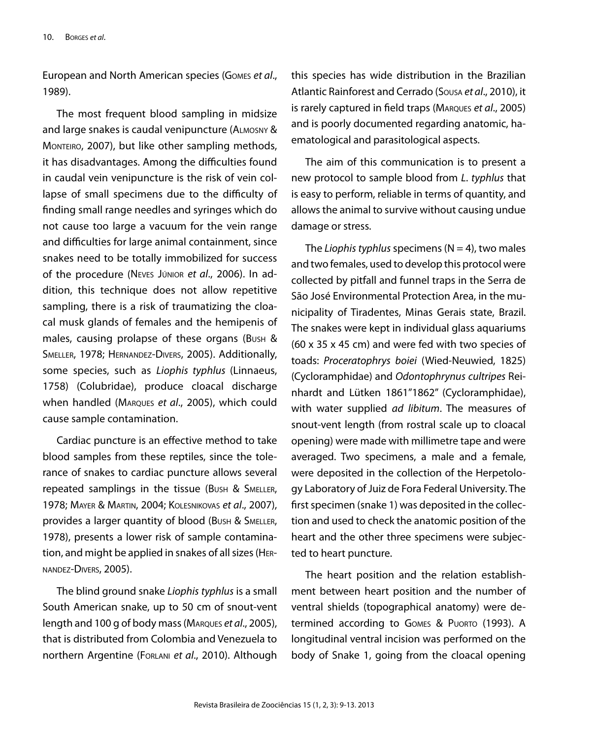European and North American species (Gomes *et al*., 1989).

The most frequent blood sampling in midsize and large snakes is caudal venipuncture (Almosny & Monteiro, 2007), but like other sampling methods, it has disadvantages. Among the difficulties found in caudal vein venipuncture is the risk of vein collapse of small specimens due to the difficulty of finding small range needles and syringes which do not cause too large a vacuum for the vein range and difficulties for large animal containment, since snakes need to be totally immobilized for success of the procedure (Neves Júnior *et al*., 2006). In addition, this technique does not allow repetitive sampling, there is a risk of traumatizing the cloacal musk glands of females and the hemipenis of males, causing prolapse of these organs (Bush & Smeller, 1978; Hernandez-Divers, 2005). Additionally, some species, such as *Liophis typhlus* (Linnaeus, 1758) (Colubridae), produce cloacal discharge when handled (Marques *et al*., 2005), which could cause sample contamination.

Cardiac puncture is an effective method to take blood samples from these reptiles, since the tolerance of snakes to cardiac puncture allows several repeated samplings in the tissue (Bush & Smeller, 1978; Mayer & Martin, 2004; Kolesnikovas *et al*., 2007), provides a larger quantity of blood (Bush & Smeller, 1978), presents a lower risk of sample contamination, and might be applied in snakes of all sizes (Hernandez-Divers, 2005).

The blind ground snake *Liophis typhlus* is a small South American snake, up to 50 cm of snout-vent length and 100 g of body mass (Marques *et al*., 2005), that is distributed from Colombia and Venezuela to northern Argentine (Forlani *et al*., 2010). Although this species has wide distribution in the Brazilian Atlantic Rainforest and Cerrado (Sousa *et al*., 2010), it is rarely captured in field traps (Marques *et al*., 2005) and is poorly documented regarding anatomic, haematological and parasitological aspects.

The aim of this communication is to present a new protocol to sample blood from *L. typhlus* that is easy to perform, reliable in terms of quantity, and allows the animal to survive without causing undue damage or stress.

The *Liophis typhlus* specimens (N = 4), two males and two females, used to develop this protocol were collected by pitfall and funnel traps in the Serra de São José Environmental Protection Area, in the municipality of Tiradentes, Minas Gerais state, Brazil. The snakes were kept in individual glass aquariums (60 x 35 x 45 cm) and were fed with two species of toads: *Proceratophrys boiei* (Wied-Neuwied, 1825) (Cycloramphidae) and *Odontophrynus cultripes* Reinhardt and Lütken 1861"1862" (Cycloramphidae), with water supplied *ad libitum*. The measures of snout-vent length (from rostral scale up to cloacal opening) were made with millimetre tape and were averaged. Two specimens, a male and a female, were deposited in the collection of the Herpetology Laboratory of Juiz de Fora Federal University. The first specimen (snake 1) was deposited in the collection and used to check the anatomic position of the heart and the other three specimens were subjected to heart puncture.

The heart position and the relation establishment between heart position and the number of ventral shields (topographical anatomy) were determined according to Gomes & Puorto (1993). A longitudinal ventral incision was performed on the body of Snake 1, going from the cloacal opening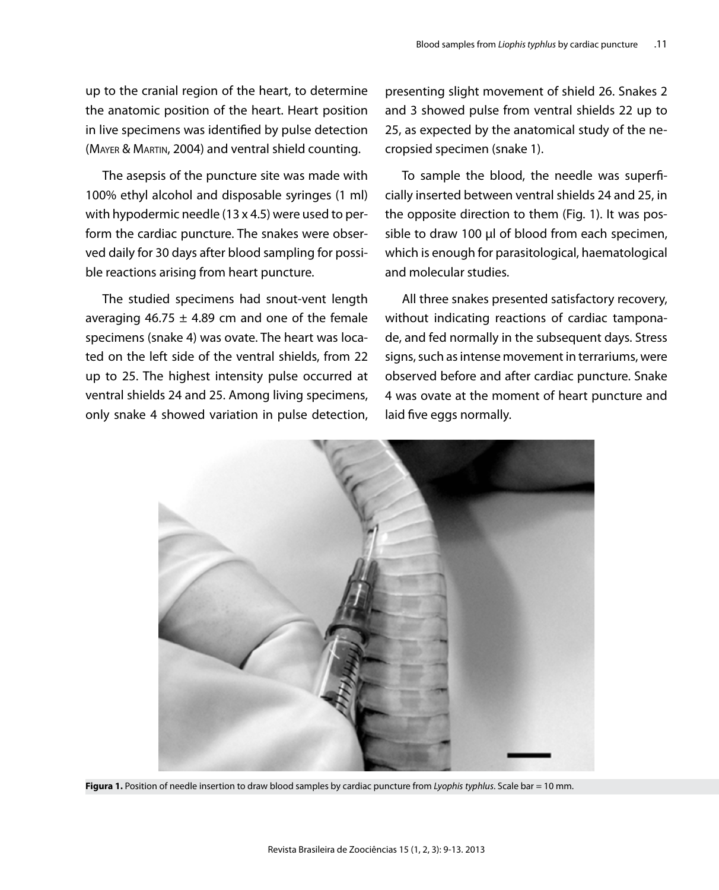up to the cranial region of the heart, to determine the anatomic position of the heart. Heart position in live specimens was identified by pulse detection (Mayer & Martin, 2004) and ventral shield counting.

The asepsis of the puncture site was made with 100% ethyl alcohol and disposable syringes (1 ml) with hypodermic needle (13 x 4.5) were used to perform the cardiac puncture. The snakes were observed daily for 30 days after blood sampling for possible reactions arising from heart puncture.

The studied specimens had snout-vent length averaging 46.75 ± 4.89 cm and one of the female specimens (snake 4) was ovate. The heart was located on the left side of the ventral shields, from 22 up to 25. The highest intensity pulse occurred at ventral shields 24 and 25. Among living specimens, only snake 4 showed variation in pulse detection, presenting slight movement of shield 26. Snakes 2 and 3 showed pulse from ventral shields 22 up to 25, as expected by the anatomical study of the necropsied specimen (snake 1).

To sample the blood, the needle was superficially inserted between ventral shields 24 and 25, in the opposite direction to them (Fig. 1). It was possible to draw 100 µl of blood from each specimen, which is enough for parasitological, haematological and molecular studies.

All three snakes presented satisfactory recovery, without indicating reactions of cardiac tamponade, and fed normally in the subsequent days. Stress signs, such as intense movement in terrariums, were observed before and after cardiac puncture. Snake 4 was ovate at the moment of heart puncture and laid five eggs normally.

**Figura 1.** Position of needle insertion to draw blood samples by cardiac puncture from *Lyophis typhlus*. Scale bar = 10 mm.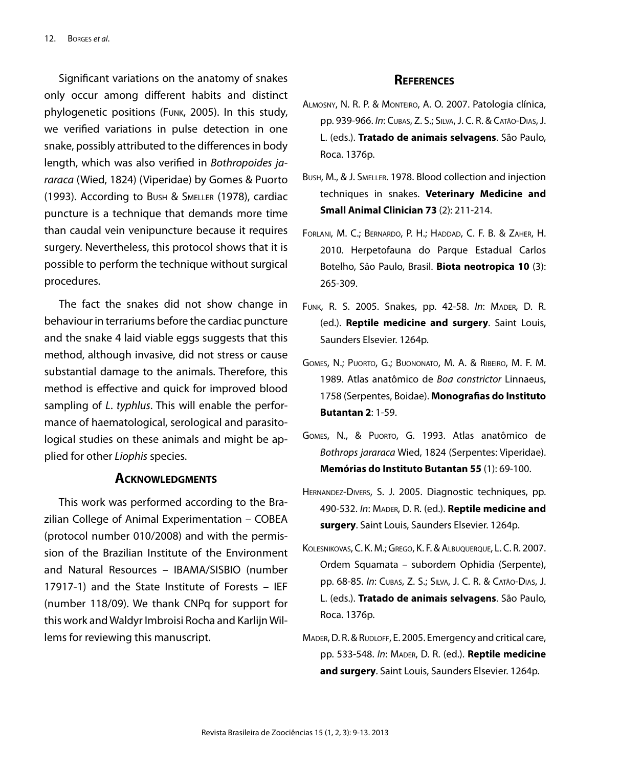Significant variations on the anatomy of snakes only occur among different habits and distinct phylogenetic positions (Funk, 2005). In this study, we verified variations in pulse detection in one snake, possibly attributed to the differences in body length, which was also verified in *Bothropoides jararaca* (Wied, 1824) (Viperidae) by Gomes & Puorto (1993). According to Bush & Smeller (1978), cardiac puncture is a technique that demands more time than caudal vein venipuncture because it requires surgery. Nevertheless, this protocol shows that it is possible to perform the technique without surgical procedures.

The fact the snakes did not show change in behaviour in terrariums before the cardiac puncture and the snake 4 laid viable eggs suggests that this method, although invasive, did not stress or cause substantial damage to the animals. Therefore, this method is effective and quick for improved blood sampling of *L. typhlus*. This will enable the performance of haematological, serological and parasitological studies on these animals and might be applied for other *Liophis* species.

## Acknowledgments

This work was performed according to the Brazilian College of Animal Experimentation – COBEA (protocol number 010/2008) and with the permission of the Brazilian Institute of the Environment and Natural Resources – IBAMA/SISBIO (number 17917-1) and the State Institute of Forests – IEF (number 118/09). We thank CNPq for support for this work and Waldyr Imbroisi Rocha and Karlijn Willems for reviewing this manuscript.

## References

Almosny, N. R. P. & Monteiro, A. O. 2007. Patologia clínica, pp. 939-966. *In*: Cubas, Z. S.; Silva, J. C. R. & Catão-Dias, J. L. (eds.). **Tratado de animais selvagens**. São Paulo, Roca. 1376p.

Bush, M., & J. Smeller. 1978. Blood collection and injection techniques in snakes. **Veterinary Medicine and Small Animal Clinician 73** (2): 211-214.

Forlani, M. C.; Bernardo, P. H.; Haddad, C. F. B. & Zaher, H. 2010. Herpetofauna do Parque Estadual Carlos Botelho, São Paulo, Brasil. **Biota neotropica 10** (3): 265-309.

Funk, R. S. 2005. Snakes, pp. 42-58. *In*: Mader, D. R. (ed.). **Reptile medicine and surgery**. Saint Louis, Saunders Elsevier. 1264p.

Gomes, N.; Puorto, G.; Buononato, M. A. & Ribeiro, M. F. M. 1989. Atlas anatômico de *Boa constrictor* Linnaeus, 1758 (Serpentes, Boidae). **Monografias do Instituto Butantan 2**: 1-59.

Gomes, N., & Puorto, G. 1993. Atlas anatômico de *Bothrops jararaca* Wied, 1824 (Serpentes: Viperidae). **Memórias do Instituto Butantan 55** (1): 69-100.

Hernandez-Divers, S. J. 2005. Diagnostic techniques, pp. 490-532. *In*: Mader, D. R. (ed.). **Reptile medicine and surgery**. Saint Louis, Saunders Elsevier. 1264p.

Kolesnikovas, C. K. M.; Grego, K. F. & Albuquerque, L. C. R. 2007. Ordem Squamata – subordem Ophidia (Serpente), pp. 68-85. *In*: Cubas, Z. S.; Silva, J. C. R. & Catão-Dias, J. L. (eds.). **Tratado de animais selvagens**. São Paulo, Roca. 1376p.

Mader, D. R. & Rudloff, E. 2005. Emergency and critical care, pp. 533-548. *In*: Mader, D. R. (ed.). **Reptile medicine and surgery**. Saint Louis, Saunders Elsevier. 1264p.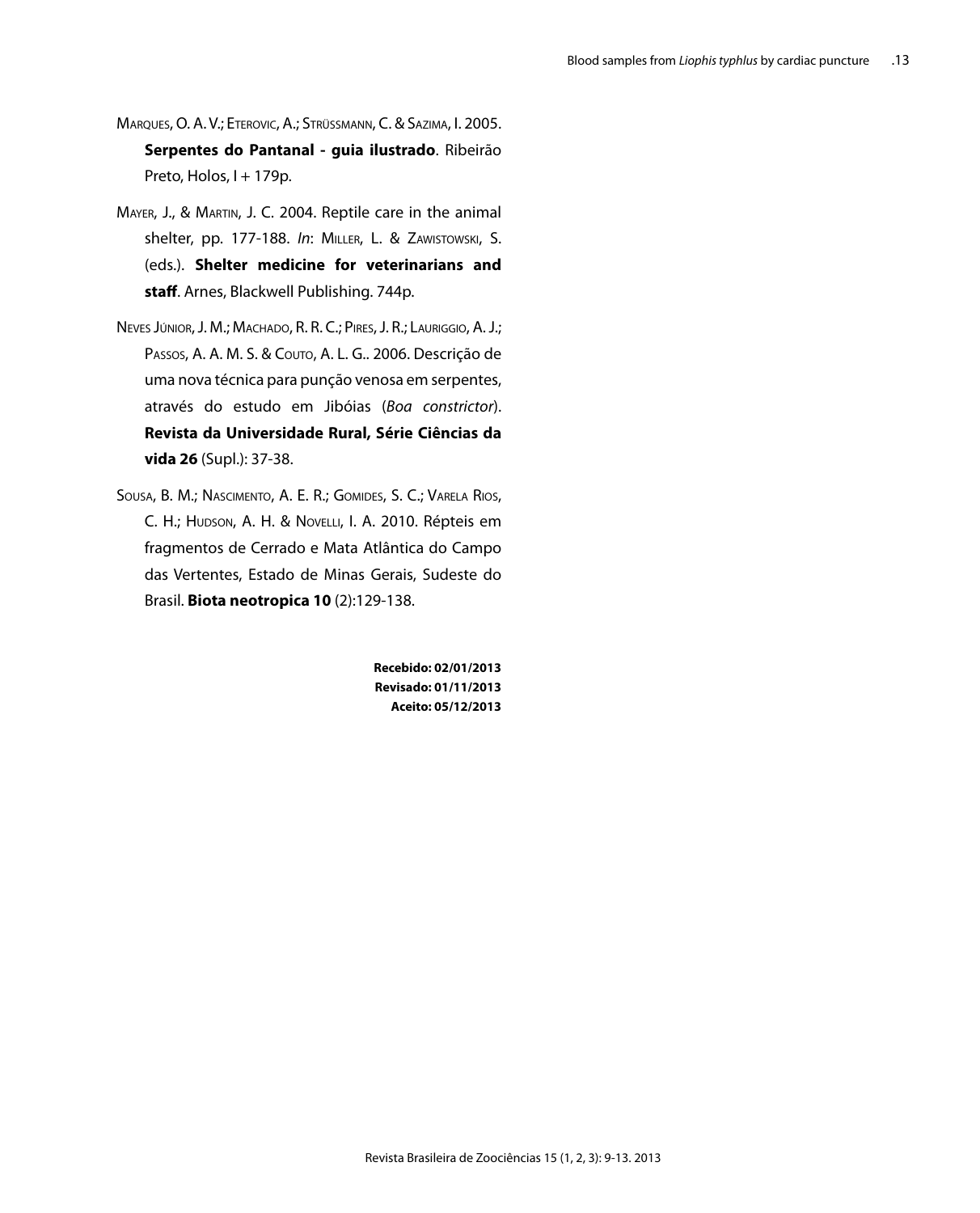Marques, O. A. V.; Eterovic, A.; Strüssmann, C. & Sazima, I. 2005. **Serpentes do Pantanal - guia ilustrado**. Ribeirão Preto, Holos, I + 179p.

Mayer, J., & Martin, J. C. 2004. Reptile care in the animal shelter, pp. 177-188. *In*: Miller, L. & Zawistowski, S. (eds.). **Shelter medicine for veterinarians and staff**. Arnes, Blackwell Publishing. 744p.

Neves Júnior, J. M.; Machado, R. R. C.; Pires, J. R.; Lauriggio, A. J.; Passos, A. A. M. S. & Couto, A. L. G.. 2006. Descrição de uma nova técnica para punção venosa em serpentes, através do estudo em Jibóias (*Boa constrictor*). **Revista da Universidade Rural, Série Ciências da vida 26** (Supl.): 37-38.

Sousa, B. M.; Nascimento, A. E. R.; Gomides, S. C.; Varela Rios, C. H.; Hudson, A. H. & Novelli, I. A. 2010. Répteis em fragmentos de Cerrado e Mata Atlântica do Campo das Vertentes, Estado de Minas Gerais, Sudeste do Brasil. **Biota neotropica 10** (2):129-138.

**Recebido: 02/01/2013**
**Revisado: 01/11/2013**
**Aceito: 05/12/2013**